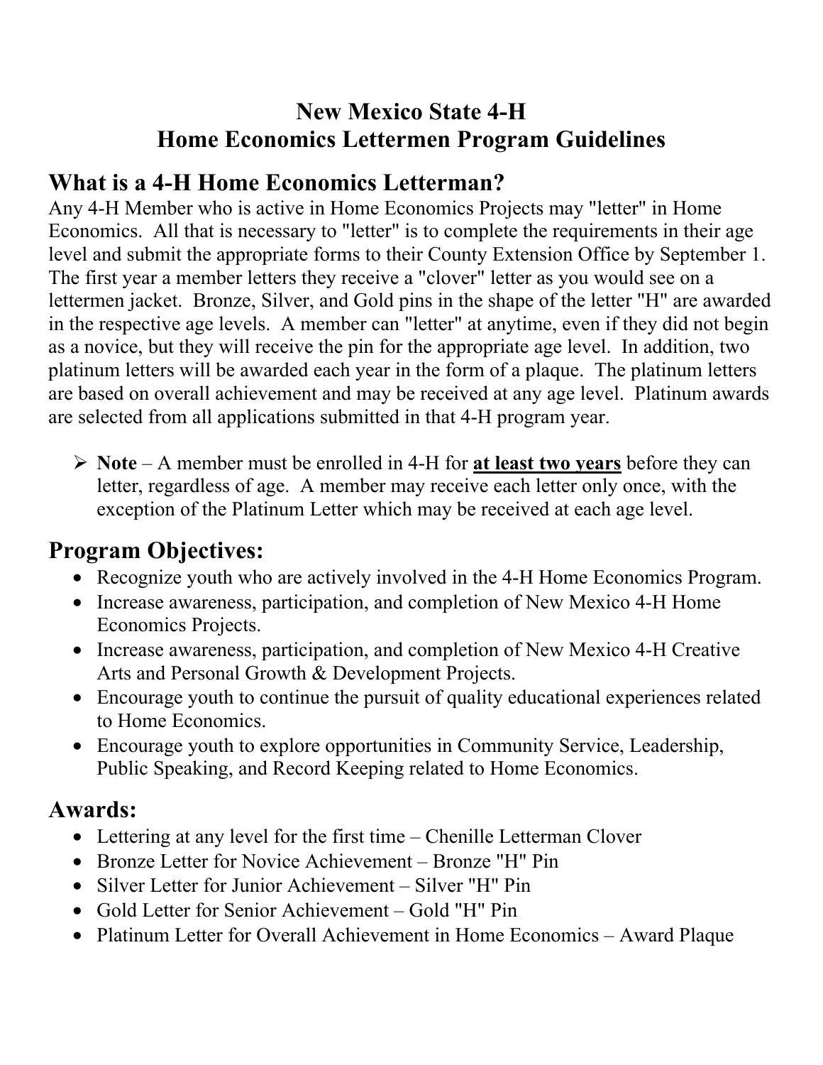# New Mexico State 4-H
# Home Economics Lettermen Program Guidelines

## What is a 4-H Home Economics Letterman?

Any 4-H Member who is active in Home Economics Projects may "letter" in Home Economics. All that is necessary to "letter" is to complete the requirements in their age level and submit the appropriate forms to their County Extension Office by September 1. The first year a member letters they receive a "clover" letter as you would see on a lettermen jacket. Bronze, Silver, and Gold pins in the shape of the letter "H" are awarded in the respective age levels. A member can "letter" at anytime, even if they did not begin as a novice, but they will receive the pin for the appropriate age level. In addition, two platinum letters will be awarded each year in the form of a plaque. The platinum letters are based on overall achievement and may be received at any age level. Platinum awards are selected from all applications submitted in that 4-H program year.

- **Note** – A member must be enrolled in 4-H for **at least two years** before they can letter, regardless of age. A member may receive each letter only once, with the exception of the Platinum Letter which may be received at each age level.

## Program Objectives:

- Recognize youth who are actively involved in the 4-H Home Economics Program.
- Increase awareness, participation, and completion of New Mexico 4-H Home Economics Projects.
- Increase awareness, participation, and completion of New Mexico 4-H Creative Arts and Personal Growth & Development Projects.
- Encourage youth to continue the pursuit of quality educational experiences related to Home Economics.
- Encourage youth to explore opportunities in Community Service, Leadership, Public Speaking, and Record Keeping related to Home Economics.

## Awards:

- Lettering at any level for the first time – Chenille Letterman Clover
- Bronze Letter for Novice Achievement – Bronze "H" Pin
- Silver Letter for Junior Achievement – Silver "H" Pin
- Gold Letter for Senior Achievement – Gold "H" Pin
- Platinum Letter for Overall Achievement in Home Economics – Award Plaque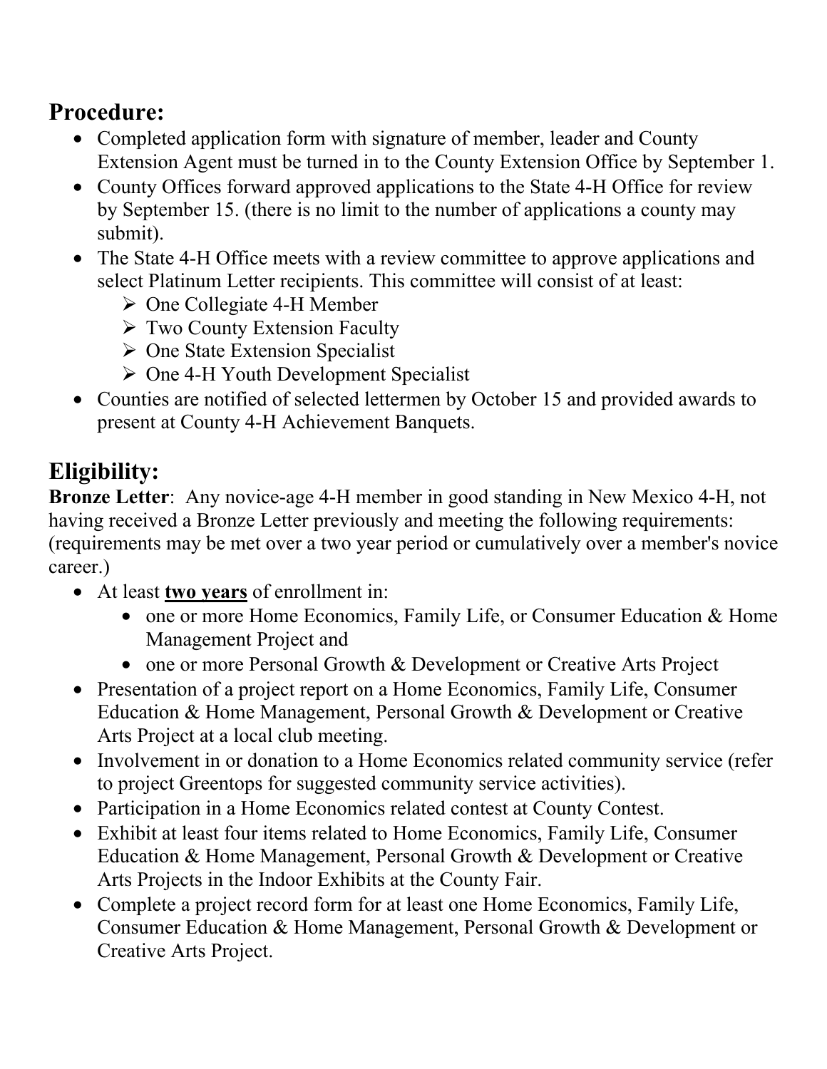## Procedure:

- Completed application form with signature of member, leader and County Extension Agent must be turned in to the County Extension Office by September 1.
- County Offices forward approved applications to the State 4-H Office for review by September 15. (there is no limit to the number of applications a county may submit).
- The State 4-H Office meets with a review committee to approve applications and select Platinum Letter recipients. This committee will consist of at least:
  - One Collegiate 4-H Member
  - Two County Extension Faculty
  - One State Extension Specialist
  - One 4-H Youth Development Specialist
- Counties are notified of selected lettermen by October 15 and provided awards to present at County 4-H Achievement Banquets.

## Eligibility:

**Bronze Letter**: Any novice-age 4-H member in good standing in New Mexico 4-H, not having received a Bronze Letter previously and meeting the following requirements: (requirements may be met over a two year period or cumulatively over a member's novice career.)

- At least **two years** of enrollment in:
  - one or more Home Economics, Family Life, or Consumer Education & Home Management Project and
  - one or more Personal Growth & Development or Creative Arts Project
- Presentation of a project report on a Home Economics, Family Life, Consumer Education & Home Management, Personal Growth & Development or Creative Arts Project at a local club meeting.
- Involvement in or donation to a Home Economics related community service (refer to project Greentops for suggested community service activities).
- Participation in a Home Economics related contest at County Contest.
- Exhibit at least four items related to Home Economics, Family Life, Consumer Education & Home Management, Personal Growth & Development or Creative Arts Projects in the Indoor Exhibits at the County Fair.
- Complete a project record form for at least one Home Economics, Family Life, Consumer Education & Home Management, Personal Growth & Development or Creative Arts Project.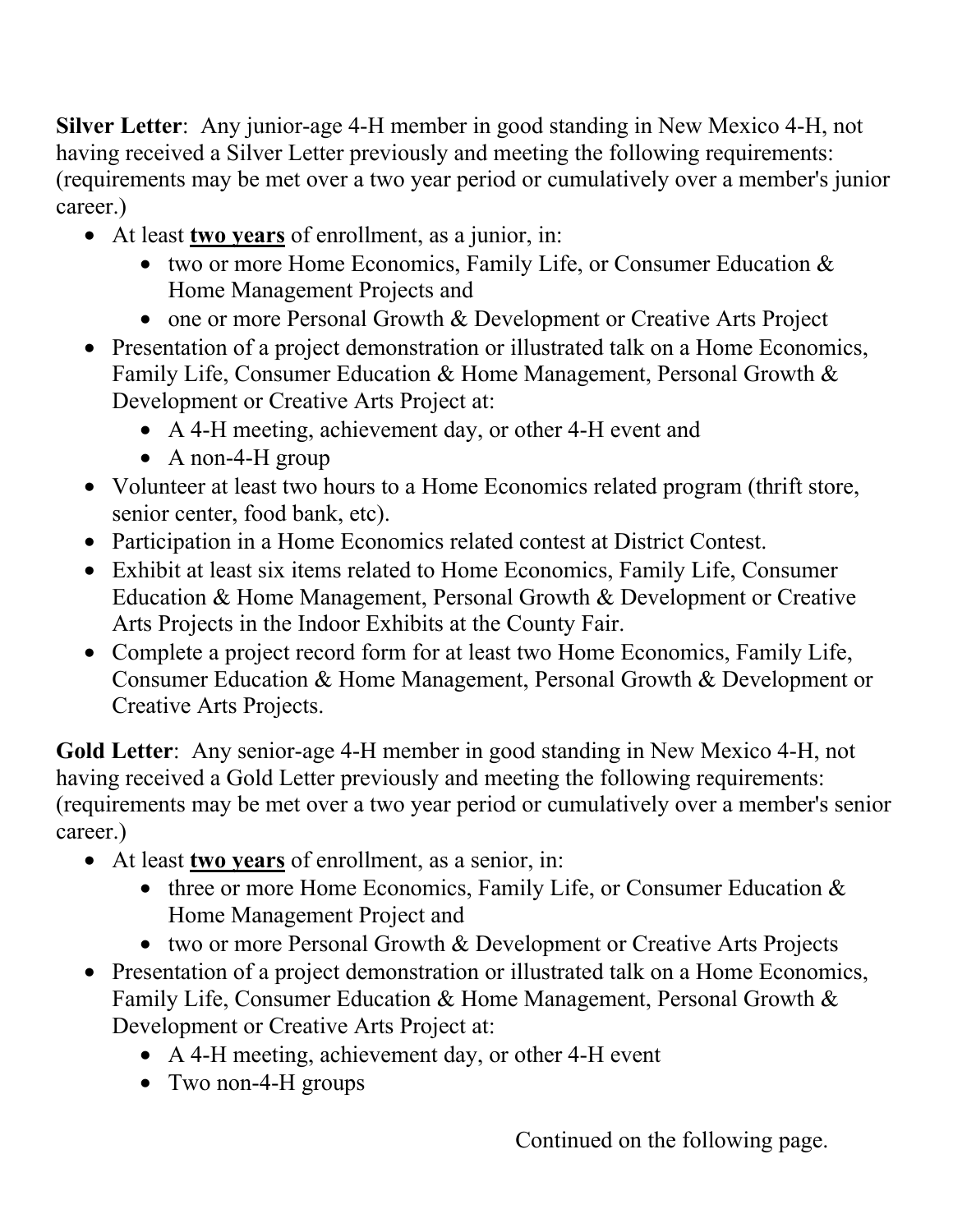**Silver Letter**: Any junior-age 4-H member in good standing in New Mexico 4-H, not having received a Silver Letter previously and meeting the following requirements: (requirements may be met over a two year period or cumulatively over a member's junior career.)

- At least **two years** of enrollment, as a junior, in:
  - two or more Home Economics, Family Life, or Consumer Education & Home Management Projects and
  - one or more Personal Growth & Development or Creative Arts Project
- Presentation of a project demonstration or illustrated talk on a Home Economics, Family Life, Consumer Education & Home Management, Personal Growth & Development or Creative Arts Project at:
  - A 4-H meeting, achievement day, or other 4-H event and
  - A non-4-H group
- Volunteer at least two hours to a Home Economics related program (thrift store, senior center, food bank, etc).
- Participation in a Home Economics related contest at District Contest.
- Exhibit at least six items related to Home Economics, Family Life, Consumer Education & Home Management, Personal Growth & Development or Creative Arts Projects in the Indoor Exhibits at the County Fair.
- Complete a project record form for at least two Home Economics, Family Life, Consumer Education & Home Management, Personal Growth & Development or Creative Arts Projects.

**Gold Letter**: Any senior-age 4-H member in good standing in New Mexico 4-H, not having received a Gold Letter previously and meeting the following requirements: (requirements may be met over a two year period or cumulatively over a member's senior career.)

- At least **two years** of enrollment, as a senior, in:
  - three or more Home Economics, Family Life, or Consumer Education & Home Management Project and
  - two or more Personal Growth & Development or Creative Arts Projects
- Presentation of a project demonstration or illustrated talk on a Home Economics, Family Life, Consumer Education & Home Management, Personal Growth & Development or Creative Arts Project at:
  - A 4-H meeting, achievement day, or other 4-H event
  - Two non-4-H groups

Continued on the following page.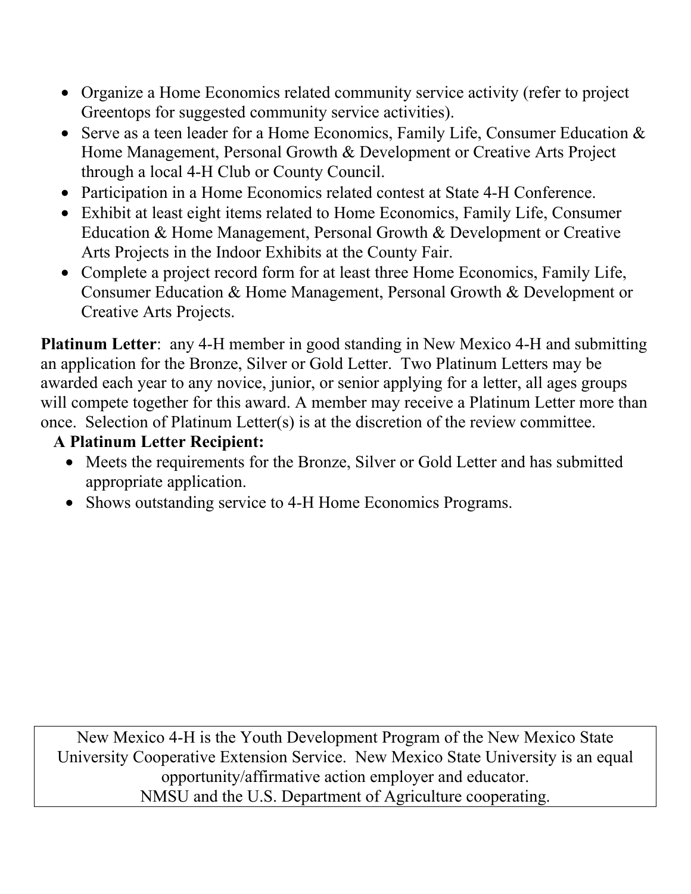- Organize a Home Economics related community service activity (refer to project Greentops for suggested community service activities).
- Serve as a teen leader for a Home Economics, Family Life, Consumer Education & Home Management, Personal Growth & Development or Creative Arts Project through a local 4-H Club or County Council.
- Participation in a Home Economics related contest at State 4-H Conference.
- Exhibit at least eight items related to Home Economics, Family Life, Consumer Education & Home Management, Personal Growth & Development or Creative Arts Projects in the Indoor Exhibits at the County Fair.
- Complete a project record form for at least three Home Economics, Family Life, Consumer Education & Home Management, Personal Growth & Development or Creative Arts Projects.

**Platinum Letter**: any 4-H member in good standing in New Mexico 4-H and submitting an application for the Bronze, Silver or Gold Letter. Two Platinum Letters may be awarded each year to any novice, junior, or senior applying for a letter, all ages groups will compete together for this award. A member may receive a Platinum Letter more than once. Selection of Platinum Letter(s) is at the discretion of the review committee.

**A Platinum Letter Recipient:**

- Meets the requirements for the Bronze, Silver or Gold Letter and has submitted appropriate application.
- Shows outstanding service to 4-H Home Economics Programs.

New Mexico 4-H is the Youth Development Program of the New Mexico State University Cooperative Extension Service. New Mexico State University is an equal opportunity/affirmative action employer and educator.
NMSU and the U.S. Department of Agriculture cooperating.